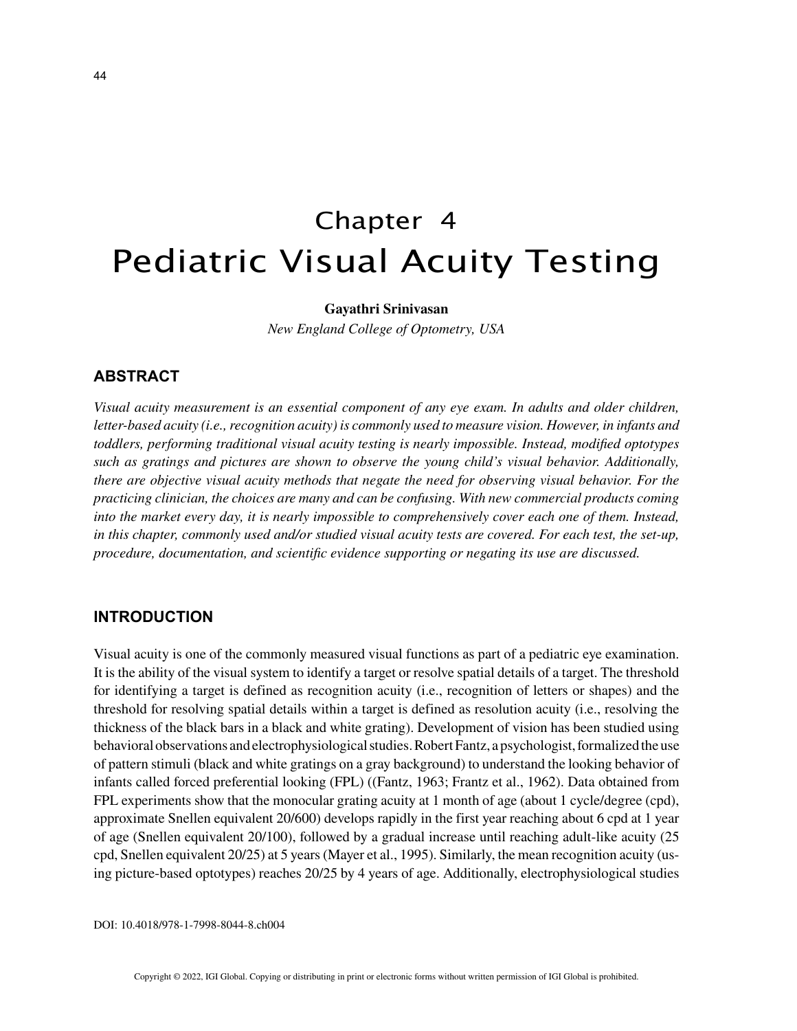# Chapter 4
# Pediatric Visual Acuity Testing

**Gayathri Srinivasan**
*New England College of Optometry, USA*

## ABSTRACT

*Visual acuity measurement is an essential component of any eye exam. In adults and older children, letter-based acuity (i.e., recognition acuity) is commonly used to measure vision. However, in infants and toddlers, performing traditional visual acuity testing is nearly impossible. Instead, modified optotypes such as gratings and pictures are shown to observe the young child's visual behavior. Additionally, there are objective visual acuity methods that negate the need for observing visual behavior. For the practicing clinician, the choices are many and can be confusing. With new commercial products coming into the market every day, it is nearly impossible to comprehensively cover each one of them. Instead, in this chapter, commonly used and/or studied visual acuity tests are covered. For each test, the set-up, procedure, documentation, and scientific evidence supporting or negating its use are discussed.*

## INTRODUCTION

Visual acuity is one of the commonly measured visual functions as part of a pediatric eye examination. It is the ability of the visual system to identify a target or resolve spatial details of a target. The threshold for identifying a target is defined as recognition acuity (i.e., recognition of letters or shapes) and the threshold for resolving spatial details within a target is defined as resolution acuity (i.e., resolving the thickness of the black bars in a black and white grating). Development of vision has been studied using behavioral observations and electrophysiological studies. Robert Fantz, a psychologist, formalized the use of pattern stimuli (black and white gratings on a gray background) to understand the looking behavior of infants called forced preferential looking (FPL) ((Fantz, 1963; Frantz et al., 1962). Data obtained from FPL experiments show that the monocular grating acuity at 1 month of age (about 1 cycle/degree (cpd), approximate Snellen equivalent 20/600) develops rapidly in the first year reaching about 6 cpd at 1 year of age (Snellen equivalent 20/100), followed by a gradual increase until reaching adult-like acuity (25 cpd, Snellen equivalent 20/25) at 5 years (Mayer et al., 1995). Similarly, the mean recognition acuity (using picture-based optotypes) reaches 20/25 by 4 years of age. Additionally, electrophysiological studies

DOI: 10.4018/978-1-7998-8044-8.ch004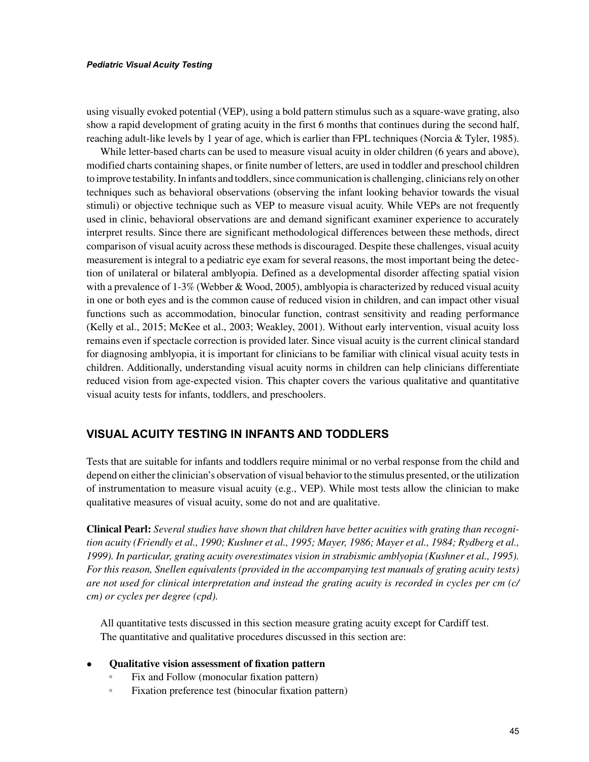using visually evoked potential (VEP), using a bold pattern stimulus such as a square-wave grating, also show a rapid development of grating acuity in the first 6 months that continues during the second half, reaching adult-like levels by 1 year of age, which is earlier than FPL techniques (Norcia & Tyler, 1985).

While letter-based charts can be used to measure visual acuity in older children (6 years and above), modified charts containing shapes, or finite number of letters, are used in toddler and preschool children to improve testability. In infants and toddlers, since communication is challenging, clinicians rely on other techniques such as behavioral observations (observing the infant looking behavior towards the visual stimuli) or objective technique such as VEP to measure visual acuity. While VEPs are not frequently used in clinic, behavioral observations are and demand significant examiner experience to accurately interpret results. Since there are significant methodological differences between these methods, direct comparison of visual acuity across these methods is discouraged. Despite these challenges, visual acuity measurement is integral to a pediatric eye exam for several reasons, the most important being the detection of unilateral or bilateral amblyopia. Defined as a developmental disorder affecting spatial vision with a prevalence of 1-3% (Webber & Wood, 2005), amblyopia is characterized by reduced visual acuity in one or both eyes and is the common cause of reduced vision in children, and can impact other visual functions such as accommodation, binocular function, contrast sensitivity and reading performance (Kelly et al., 2015; McKee et al., 2003; Weakley, 2001). Without early intervention, visual acuity loss remains even if spectacle correction is provided later. Since visual acuity is the current clinical standard for diagnosing amblyopia, it is important for clinicians to be familiar with clinical visual acuity tests in children. Additionally, understanding visual acuity norms in children can help clinicians differentiate reduced vision from age-expected vision. This chapter covers the various qualitative and quantitative visual acuity tests for infants, toddlers, and preschoolers.

## VISUAL ACUITY TESTING IN INFANTS AND TODDLERS

Tests that are suitable for infants and toddlers require minimal or no verbal response from the child and depend on either the clinician's observation of visual behavior to the stimulus presented, or the utilization of instrumentation to measure visual acuity (e.g., VEP). While most tests allow the clinician to make qualitative measures of visual acuity, some do not and are qualitative.

**Clinical Pearl:** *Several studies have shown that children have better acuities with grating than recognition acuity (Friendly et al., 1990; Kushner et al., 1995; Mayer, 1986; Mayer et al., 1984; Rydberg et al., 1999). In particular, grating acuity overestimates vision in strabismic amblyopia (Kushner et al., 1995). For this reason, Snellen equivalents (provided in the accompanying test manuals of grating acuity tests) are not used for clinical interpretation and instead the grating acuity is recorded in cycles per cm (c/cm) or cycles per degree (cpd).*

All quantitative tests discussed in this section measure grating acuity except for Cardiff test.

The quantitative and qualitative procedures discussed in this section are:

- **Qualitative vision assessment of fixation pattern**
  - Fix and Follow (monocular fixation pattern)
  - Fixation preference test (binocular fixation pattern)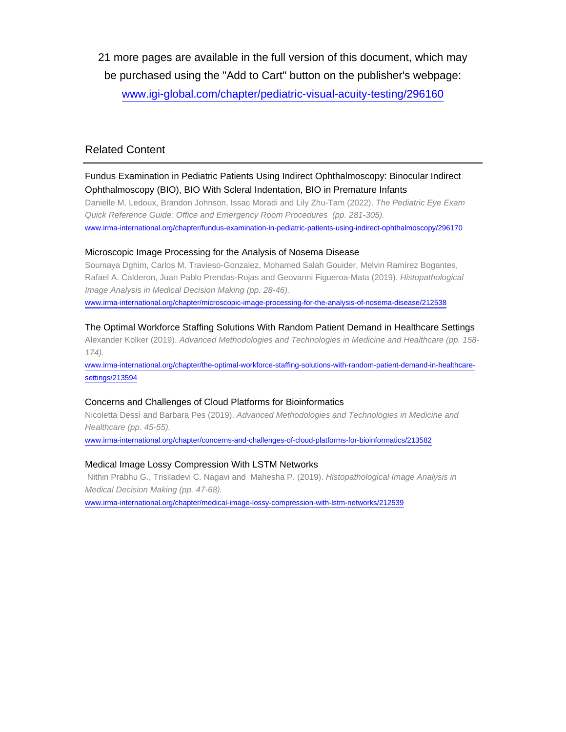21 more pages are available in the full version of this document, which may be purchased using the "Add to Cart" button on the publisher's webpage: [www.igi-global.com/chapter/pediatric-visual-acuity-testing/296160](www.igi-global.com/chapter/pediatric-visual-acuity-testing/296160)

## Related Content

**Fundus Examination in Pediatric Patients Using Indirect Ophthalmoscopy: Binocular Indirect Ophthalmoscopy (BIO), BIO With Scleral Indentation, BIO in Premature Infants**
Danielle M. Ledoux, Brandon Johnson, Issac Moradi and Lily Zhu-Tam (2022). *The Pediatric Eye Exam Quick Reference Guide: Office and Emergency Room Procedures (pp. 281-305).*
[www.irma-international.org/chapter/fundus-examination-in-pediatric-patients-using-indirect-ophthalmoscopy/296170](www.irma-international.org/chapter/fundus-examination-in-pediatric-patients-using-indirect-ophthalmoscopy/296170)

**Microscopic Image Processing for the Analysis of Nosema Disease**
Soumaya Dghim, Carlos M. Travieso-Gonzalez, Mohamed Salah Gouider, Melvin Ramírez Bogantes, Rafael A. Calderon, Juan Pablo Prendas-Rojas and Geovanni Figueroa-Mata (2019). *Histopathological Image Analysis in Medical Decision Making (pp. 28-46).*
[www.irma-international.org/chapter/microscopic-image-processing-for-the-analysis-of-nosema-disease/212538](www.irma-international.org/chapter/microscopic-image-processing-for-the-analysis-of-nosema-disease/212538)

**The Optimal Workforce Staffing Solutions With Random Patient Demand in Healthcare Settings**
Alexander Kolker (2019). *Advanced Methodologies and Technologies in Medicine and Healthcare (pp. 158-174).*
[www.irma-international.org/chapter/the-optimal-workforce-staffing-solutions-with-random-patient-demand-in-healthcare-settings/213594](www.irma-international.org/chapter/the-optimal-workforce-staffing-solutions-with-random-patient-demand-in-healthcare-settings/213594)

**Concerns and Challenges of Cloud Platforms for Bioinformatics**
Nicoletta Dessì and Barbara Pes (2019). *Advanced Methodologies and Technologies in Medicine and Healthcare (pp. 45-55).*
[www.irma-international.org/chapter/concerns-and-challenges-of-cloud-platforms-for-bioinformatics/213582](www.irma-international.org/chapter/concerns-and-challenges-of-cloud-platforms-for-bioinformatics/213582)

**Medical Image Lossy Compression With LSTM Networks**
Nithin Prabhu G., Trisiladevi C. Nagavi and Mahesha P. (2019). *Histopathological Image Analysis in Medical Decision Making (pp. 47-68).*
[www.irma-international.org/chapter/medical-image-lossy-compression-with-lstm-networks/212539](www.irma-international.org/chapter/medical-image-lossy-compression-with-lstm-networks/212539)